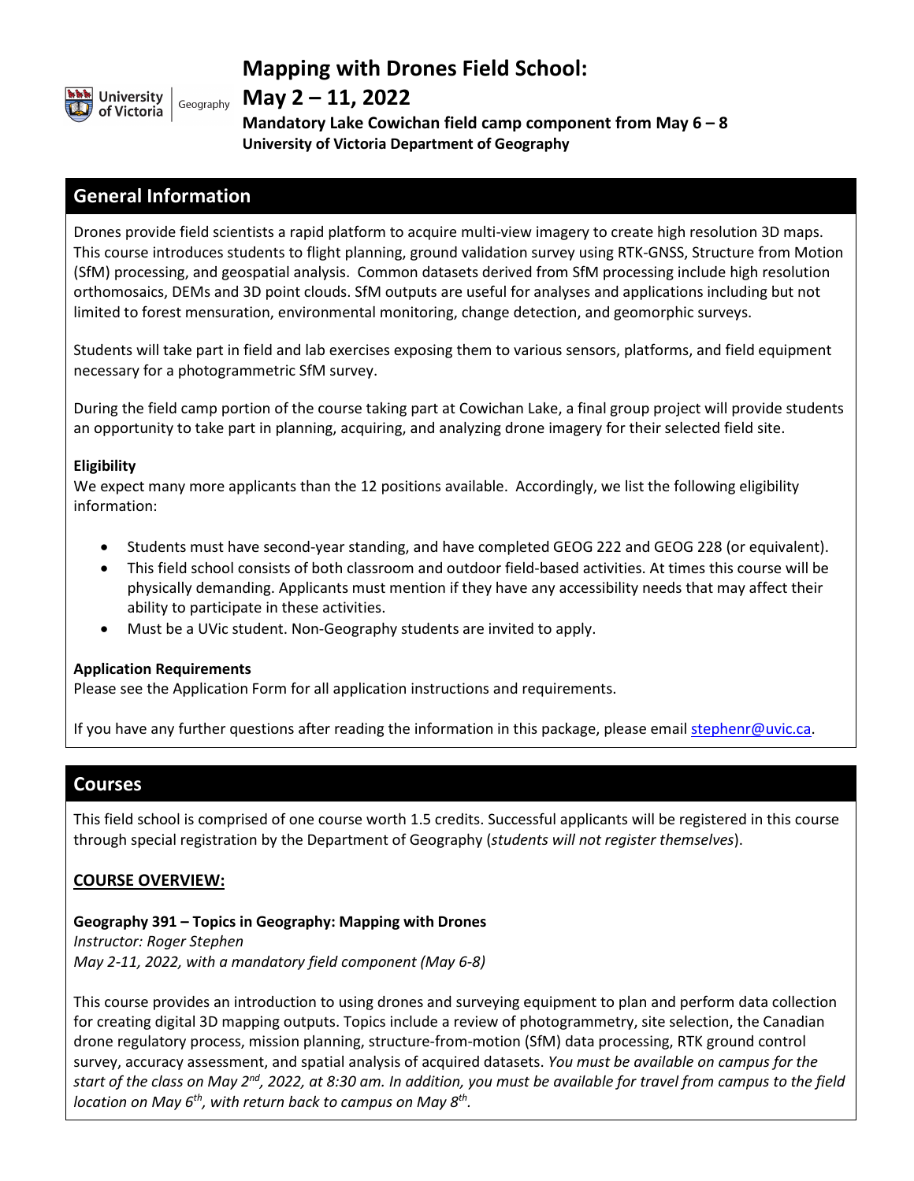University of Victoria | Geography

# Mapping with Drones Field School:

# May 2 – 11, 2022

**Mandatory Lake Cowichan field camp component from May 6 – 8**
**University of Victoria Department of Geography**

## General Information

Drones provide field scientists a rapid platform to acquire multi-view imagery to create high resolution 3D maps. This course introduces students to flight planning, ground validation survey using RTK-GNSS, Structure from Motion (SfM) processing, and geospatial analysis. Common datasets derived from SfM processing include high resolution orthomosaics, DEMs and 3D point clouds. SfM outputs are useful for analyses and applications including but not limited to forest mensuration, environmental monitoring, change detection, and geomorphic surveys.

Students will take part in field and lab exercises exposing them to various sensors, platforms, and field equipment necessary for a photogrammetric SfM survey.

During the field camp portion of the course taking part at Cowichan Lake, a final group project will provide students an opportunity to take part in planning, acquiring, and analyzing drone imagery for their selected field site.

### Eligibility

We expect many more applicants than the 12 positions available. Accordingly, we list the following eligibility information:

- Students must have second-year standing, and have completed GEOG 222 and GEOG 228 (or equivalent).
- This field school consists of both classroom and outdoor field-based activities. At times this course will be physically demanding. Applicants must mention if they have any accessibility needs that may affect their ability to participate in these activities.
- Must be a UVic student. Non-Geography students are invited to apply.

### Application Requirements

Please see the Application Form for all application instructions and requirements.

If you have any further questions after reading the information in this package, please email stephenr@uvic.ca.

## Courses

This field school is comprised of one course worth 1.5 credits. Successful applicants will be registered in this course through special registration by the Department of Geography (*students will not register themselves*).

### COURSE OVERVIEW:

**Geography 391 – Topics in Geography: Mapping with Drones**
*Instructor: Roger Stephen*
*May 2-11, 2022, with a mandatory field component (May 6-8)*

This course provides an introduction to using drones and surveying equipment to plan and perform data collection for creating digital 3D mapping outputs. Topics include a review of photogrammetry, site selection, the Canadian drone regulatory process, mission planning, structure-from-motion (SfM) data processing, RTK ground control survey, accuracy assessment, and spatial analysis of acquired datasets. *You must be available on campus for the start of the class on May 2nd, 2022, at 8:30 am. In addition, you must be available for travel from campus to the field location on May 6th, with return back to campus on May 8th.*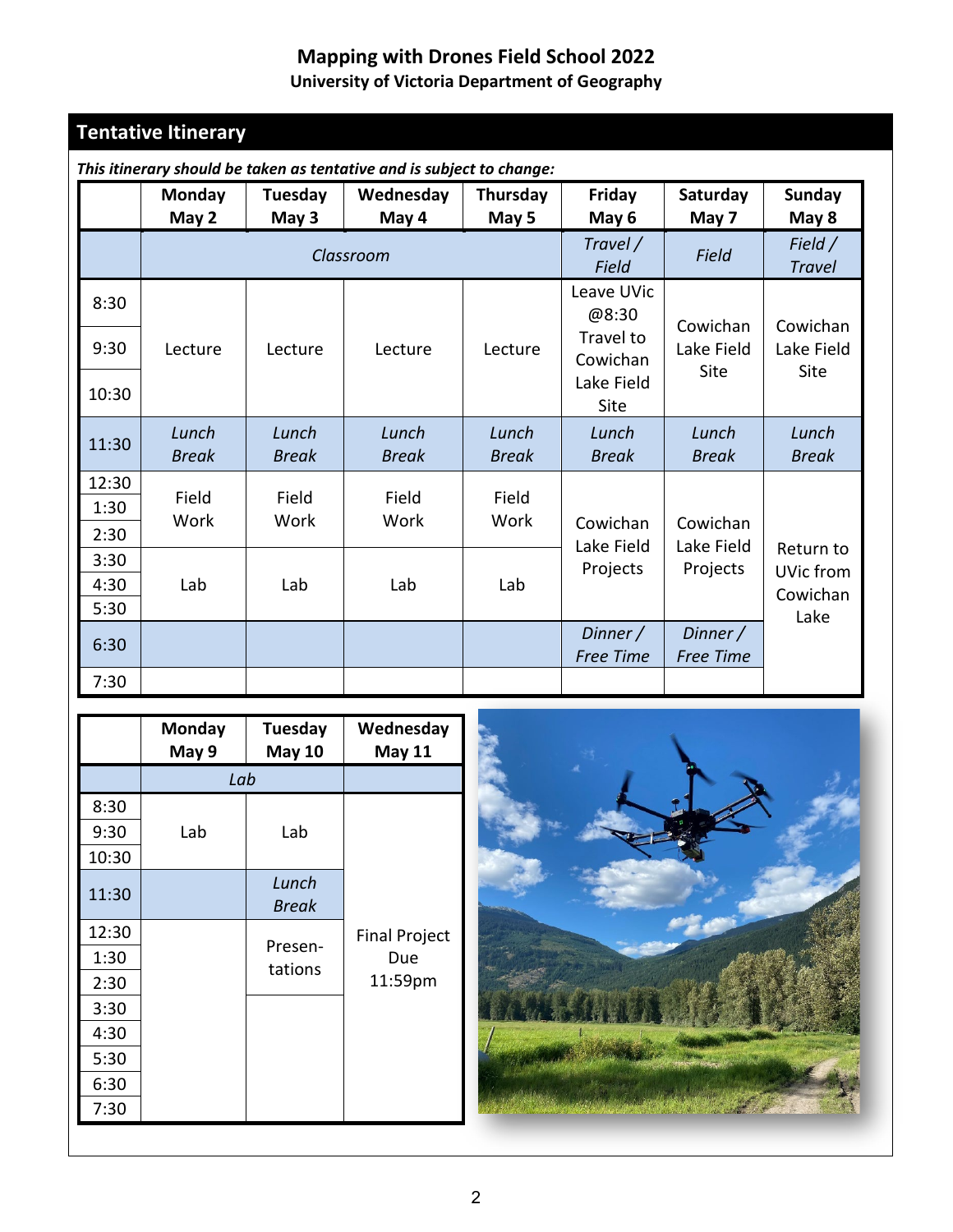## Mapping with Drones Field School 2022

### University of Victoria Department of Geography

## Tentative Itinerary

***This itinerary should be taken as tentative and is subject to change:***

| | Monday May 2 | Tuesday May 3 | Wednesday May 4 | Thursday May 5 | Friday May 6 | Saturday May 7 | Sunday May 8 |
|---|---|---|---|---|---|---|---|
| | *Classroom* | | | | *Travel / Field* | *Field* | *Field / Travel* |
| 8:30 | Lecture | Lecture | Lecture | Lecture | Leave UVic @8:30 Travel to Cowichan Lake Field Site | Cowichan Lake Field Site | Cowichan Lake Field Site |
| 9:30 | | | | | | | |
| 10:30 | | | | | | | |
| 11:30 | *Lunch Break* | *Lunch Break* | *Lunch Break* | *Lunch Break* | *Lunch Break* | *Lunch Break* | *Lunch Break* |
| 12:30 | Field Work | Field Work | Field Work | Field Work | Cowichan Lake Field Projects | Cowichan Lake Field Projects | Return to UVic from Cowichan Lake |
| 1:30 | | | | | | | |
| 2:30 | | | | | | | |
| 3:30 | Lab | Lab | Lab | Lab | | | |
| 4:30 | | | | | | | |
| 5:30 | | | | | | | |
| 6:30 | | | | | *Dinner / Free Time* | *Dinner / Free Time* | |
| 7:30 | | | | | | | |

| | Monday May 9 | Tuesday May 10 | Wednesday May 11 |
|---|---|---|---|
| | *Lab* | | |
| 8:30 | Lab | Lab | Final Project Due 11:59pm |
| 9:30 | | | |
| 10:30 | | | |
| 11:30 | | *Lunch Break* | |
| 12:30 | | Presen-tations | |
| 1:30 | | | |
| 2:30 | | | |
| 3:30 | | | |
| 4:30 | | | |
| 5:30 | | | |
| 6:30 | | | |
| 7:30 | | | |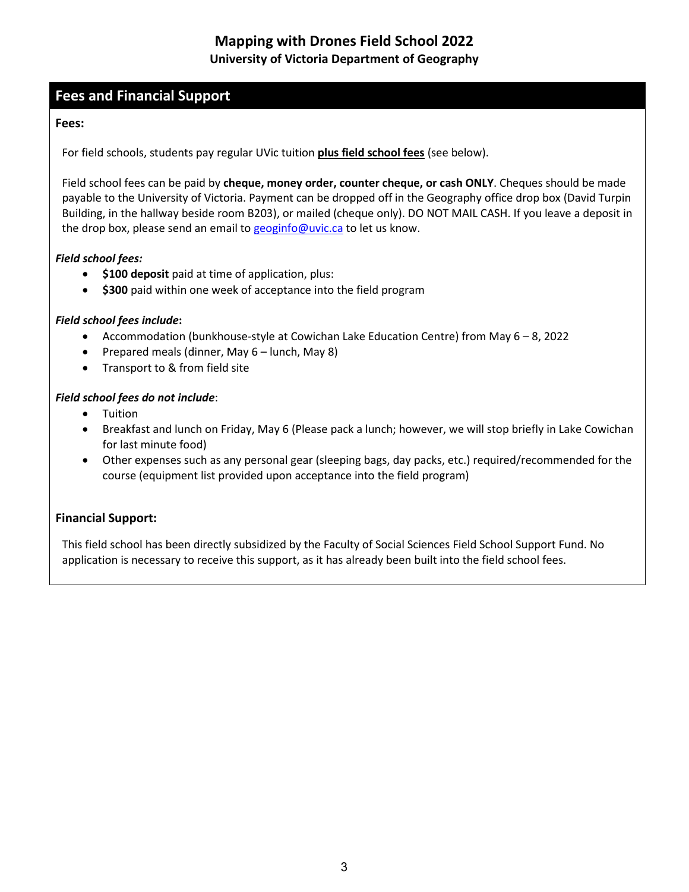# Mapping with Drones Field School 2022

**University of Victoria Department of Geography**

## Fees and Financial Support

**Fees:**

For field schools, students pay regular UVic tuition **plus field school fees** (see below).

Field school fees can be paid by **cheque, money order, counter cheque, or cash ONLY**. Cheques should be made payable to the University of Victoria. Payment can be dropped off in the Geography office drop box (David Turpin Building, in the hallway beside room B203), or mailed (cheque only). DO NOT MAIL CASH. If you leave a deposit in the drop box, please send an email to geoginfo@uvic.ca to let us know.

***Field school fees:***

- **$100 deposit** paid at time of application, plus:
- **$300** paid within one week of acceptance into the field program

***Field school fees include*:**

- Accommodation (bunkhouse-style at Cowichan Lake Education Centre) from May 6 – 8, 2022
- Prepared meals (dinner, May 6 – lunch, May 8)
- Transport to & from field site

***Field school fees do not include*:**

- Tuition
- Breakfast and lunch on Friday, May 6 (Please pack a lunch; however, we will stop briefly in Lake Cowichan for last minute food)
- Other expenses such as any personal gear (sleeping bags, day packs, etc.) required/recommended for the course (equipment list provided upon acceptance into the field program)

**Financial Support:**

This field school has been directly subsidized by the Faculty of Social Sciences Field School Support Fund. No application is necessary to receive this support, as it has already been built into the field school fees.